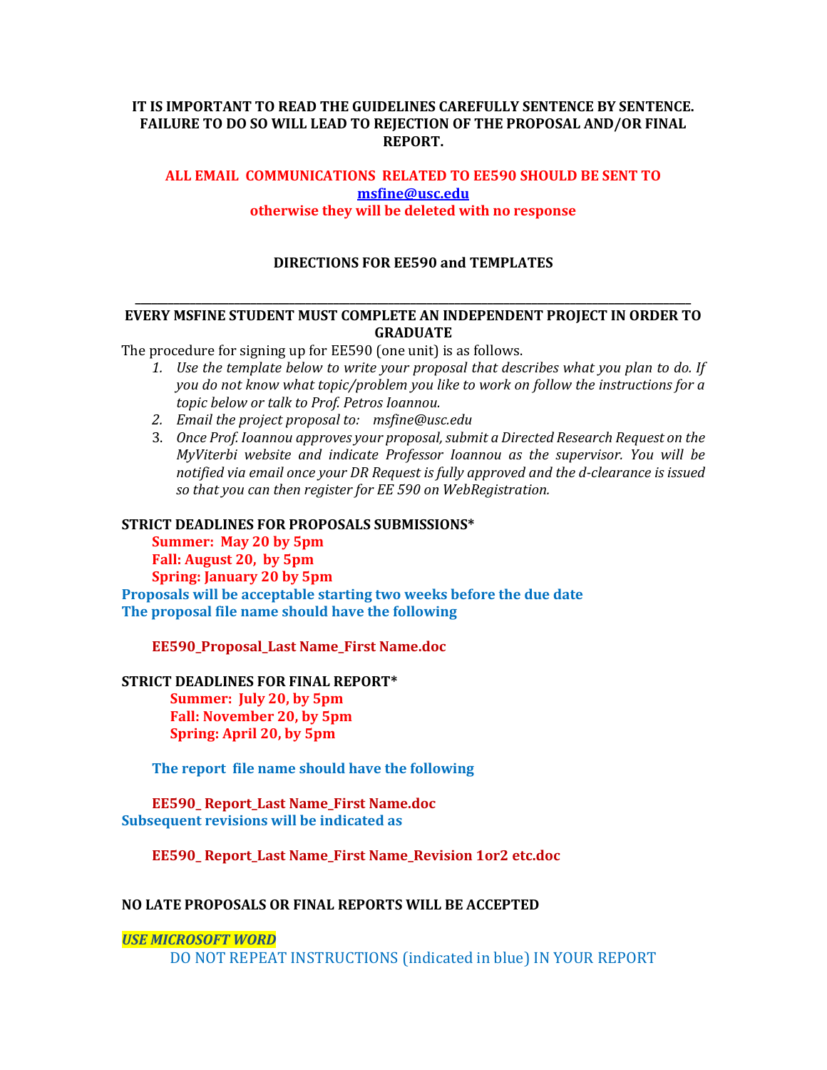**IT IS IMPORTANT TO READ THE GUIDELINES CAREFULLY SENTENCE BY SENTENCE. FAILURE TO DO SO WILL LEAD TO REJECTION OF THE PROPOSAL AND/OR FINAL REPORT.**

**ALL EMAIL COMMUNICATIONS RELATED TO EE590 SHOULD BE SENT TO [msfine@usc.edu](mailto:msfine@usc.edu) otherwise they will be deleted with no response**

## DIRECTIONS FOR EE590 and TEMPLATES

---

**EVERY MSFINE STUDENT MUST COMPLETE AN INDEPENDENT PROJECT IN ORDER TO GRADUATE**

The procedure for signing up for EE590 (one unit) is as follows.

1. *Use the template below to write your proposal that describes what you plan to do. If you do not know what topic/problem you like to work on follow the instructions for a topic below or talk to Prof. Petros Ioannou.*
2. *Email the project proposal to: msfine@usc.edu*
3. *Once Prof. Ioannou approves your proposal, submit a Directed Research Request on the MyViterbi website and indicate Professor Ioannou as the supervisor. You will be notified via email once your DR Request is fully approved and the d-clearance is issued so that you can then register for EE 590 on WebRegistration.*

**STRICT DEADLINES FOR PROPOSALS SUBMISSIONS***

**Summer: May 20 by 5pm**
**Fall: August 20, by 5pm**
**Spring: January 20 by 5pm**

**Proposals will be acceptable starting two weeks before the due date**
**The proposal file name should have the following**

**EE590_Proposal_Last Name_First Name.doc**

**STRICT DEADLINES FOR FINAL REPORT***

**Summer: July 20, by 5pm**
**Fall: November 20, by 5pm**
**Spring: April 20, by 5pm**

**The report file name should have the following**

**EE590_ Report_Last Name_First Name.doc**

**Subsequent revisions will be indicated as**

**EE590_ Report_Last Name_First Name_Revision 1or2 etc.doc**

**NO LATE PROPOSALS OR FINAL REPORTS WILL BE ACCEPTED**

***USE MICROSOFT WORD***

DO NOT REPEAT INSTRUCTIONS (indicated in blue) IN YOUR REPORT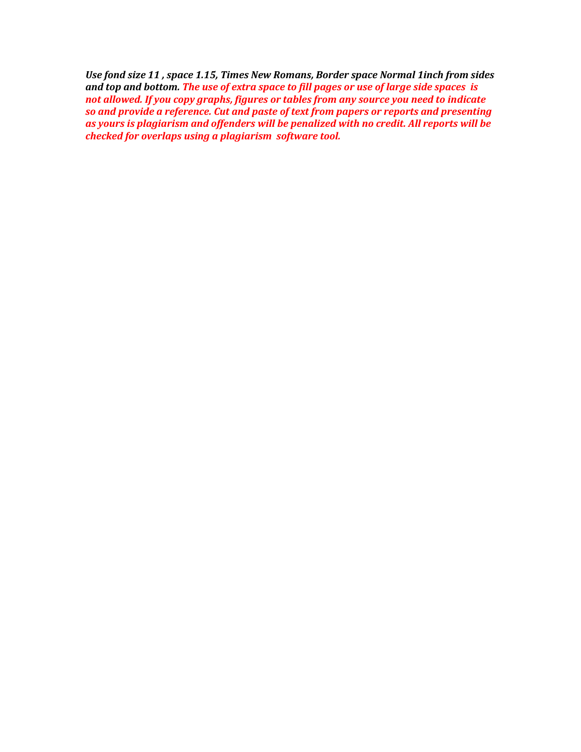***Use fond size 11 , space 1.15, Times New Romans, Border space Normal 1inch from sides and top and bottom. The use of extra space to fill pages or use of large side spaces is not allowed. If you copy graphs, figures or tables from any source you need to indicate so and provide a reference. Cut and paste of text from papers or reports and presenting as yours is plagiarism and offenders will be penalized with no credit. All reports will be checked for overlaps using a plagiarism software tool.***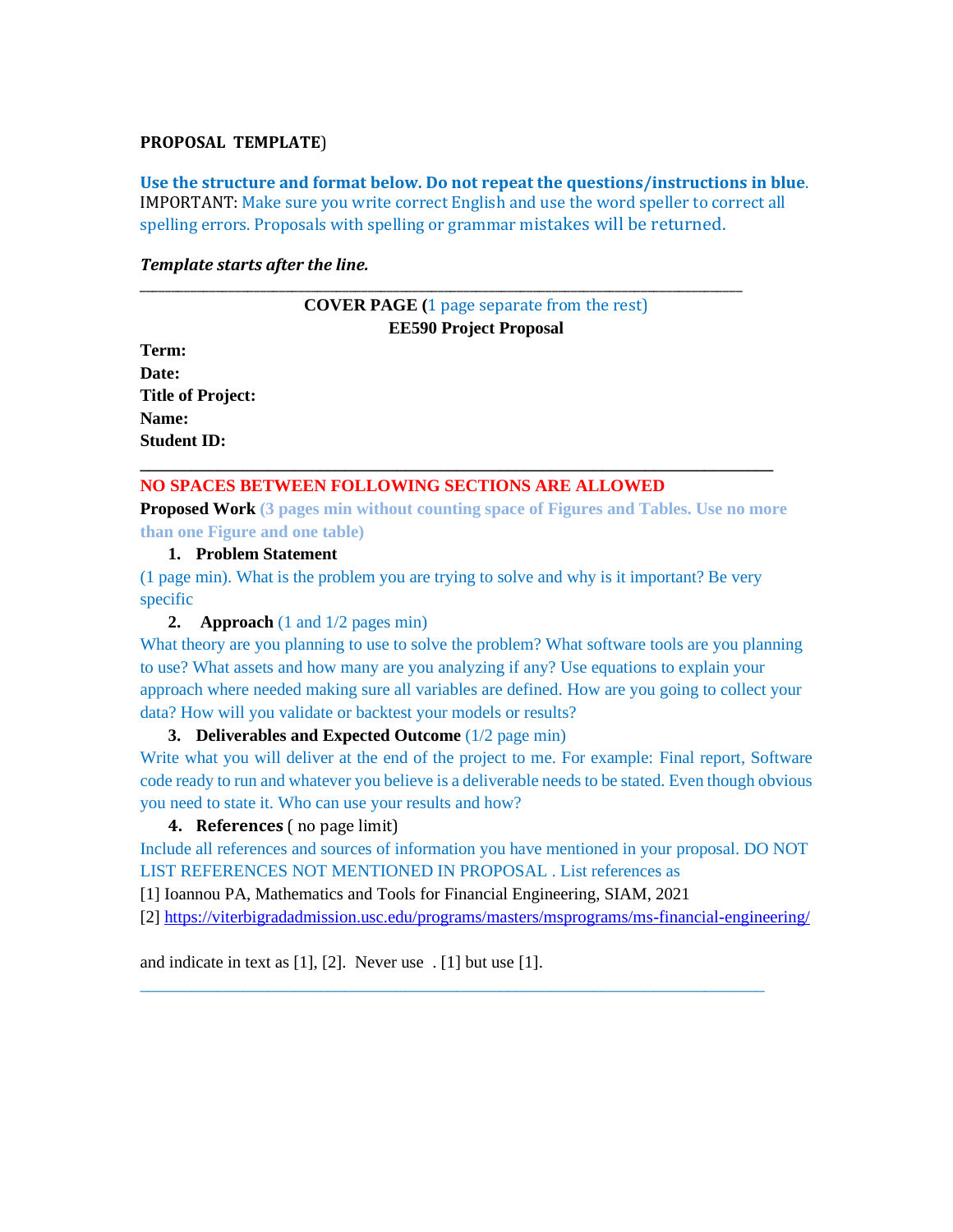**PROPOSAL TEMPLATE)**

**Use the structure and format below. Do not repeat the questions/instructions in blue.**
IMPORTANT: Make sure you write correct English and use the word speller to correct all spelling errors. Proposals with spelling or grammar mistakes will be returned.

***Template starts after the line.***

---

**COVER PAGE (**1 page separate from the rest)

**EE590 Project Proposal**

**Term:**
**Date:**
**Title of Project:**
**Name:**
**Student ID:**

---

**NO SPACES BETWEEN FOLLOWING SECTIONS ARE ALLOWED**

**Proposed Work** **(3 pages min without counting space of Figures and Tables. Use no more than one Figure and one table)**

1. **Problem Statement**

(1 page min). What is the problem you are trying to solve and why is it important? Be very specific

2. **Approach** (1 and 1/2 pages min)

What theory are you planning to use to solve the problem? What software tools are you planning to use? What assets and how many are you analyzing if any? Use equations to explain your approach where needed making sure all variables are defined. How are you going to collect your data? How will you validate or backtest your models or results?

3. **Deliverables and Expected Outcome** (1/2 page min)

Write what you will deliver at the end of the project to me. For example: Final report, Software code ready to run and whatever you believe is a deliverable needs to be stated. Even though obvious you need to state it. Who can use your results and how?

4. **References** ( no page limit)

Include all references and sources of information you have mentioned in your proposal. DO NOT LIST REFERENCES NOT MENTIONED IN PROPOSAL . List references as

[1] Ioannou PA, Mathematics and Tools for Financial Engineering, SIAM, 2021
[2] https://viterbigradadmission.usc.edu/programs/masters/msprograms/ms-financial-engineering/

and indicate in text as [1], [2]. Never use . [1] but use [1].

---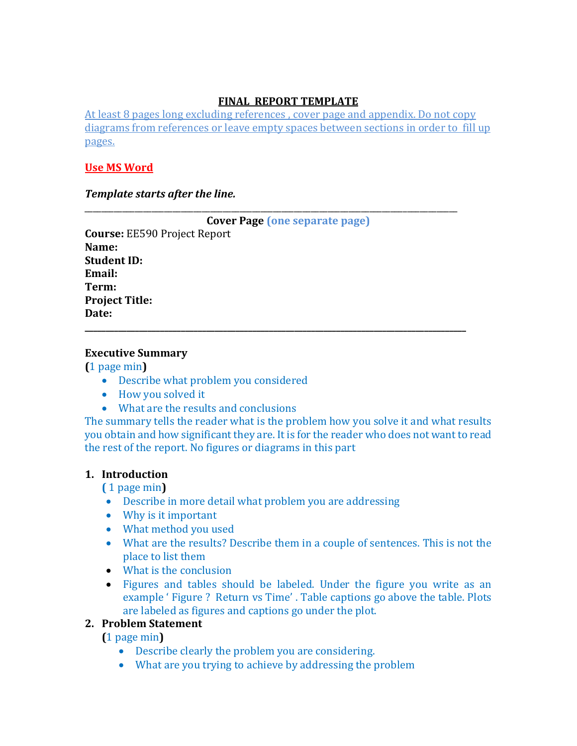# FINAL REPORT TEMPLATE

At least 8 pages long excluding references , cover page and appendix. Do not copy diagrams from references or leave empty spaces between sections in order to fill up pages.

**Use MS Word**

***Template starts after the line.***

---

**Cover Page** **(one separate page)**

**Course:** EE590 Project Report
**Name:**
**Student ID:**
**Email:**
**Term:**
**Project Title:**
**Date:**

---

**Executive Summary**
**(**1 page min**)**

- Describe what problem you considered
- How you solved it
- What are the results and conclusions

The summary tells the reader what is the problem how you solve it and what results you obtain and how significant they are. It is for the reader who does not want to read the rest of the report. No figures or diagrams in this part

1. **Introduction**
   **(** 1 page min**)**
   - Describe in more detail what problem you are addressing
   - Why is it important
   - What method you used
   - What are the results? Describe them in a couple of sentences. This is not the place to list them
   - What is the conclusion
   - Figures and tables should be labeled. Under the figure you write as an example ' Figure ? Return vs Time' . Table captions go above the table. Plots are labeled as figures and captions go under the plot.
2. **Problem Statement**
   **(**1 page min**)**
   - Describe clearly the problem you are considering.
   - What are you trying to achieve by addressing the problem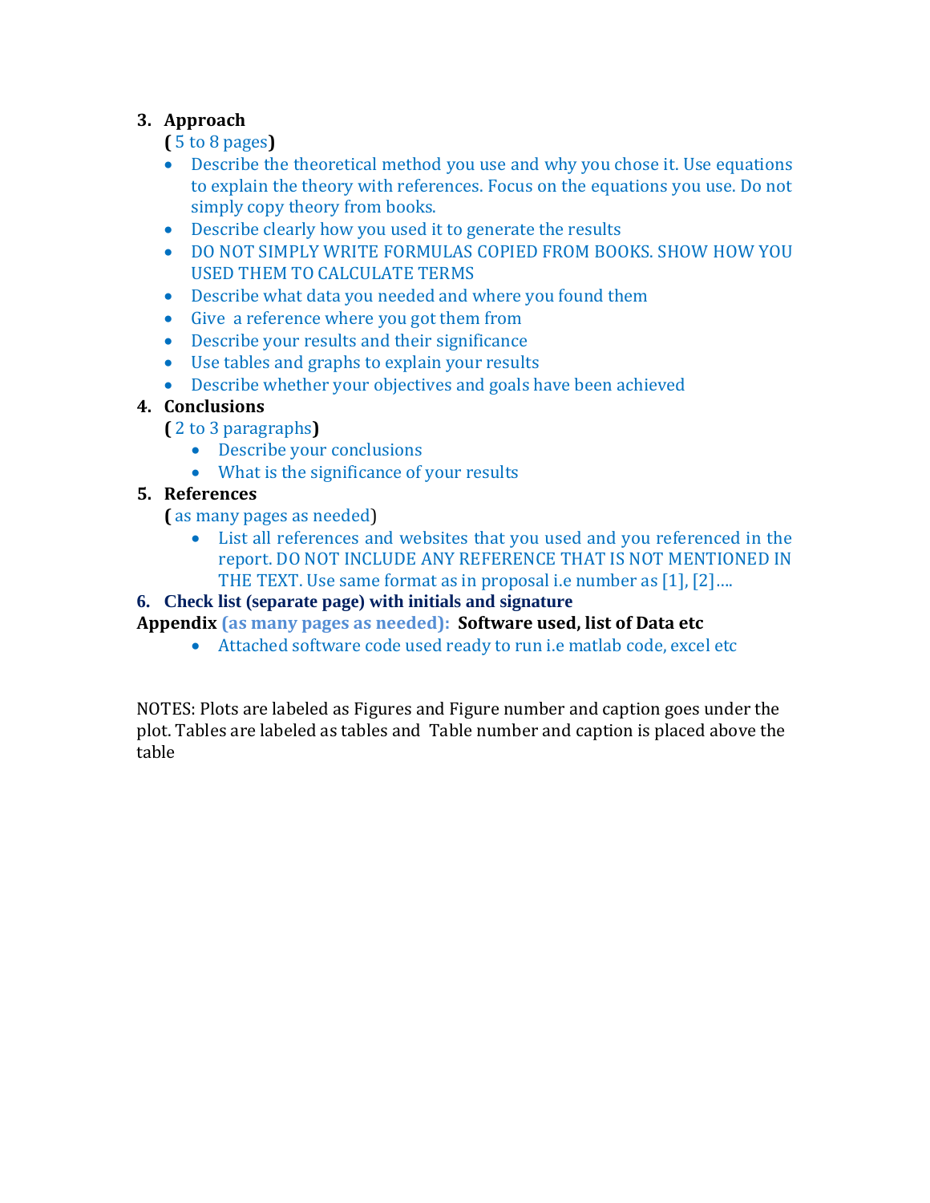3. **Approach**

   **(** 5 to 8 pages**)**

   - Describe the theoretical method you use and why you chose it. Use equations to explain the theory with references. Focus on the equations you use. Do not simply copy theory from books.
   - Describe clearly how you used it to generate the results
   - DO NOT SIMPLY WRITE FORMULAS COPIED FROM BOOKS. SHOW HOW YOU USED THEM TO CALCULATE TERMS
   - Describe what data you needed and where you found them
   - Give a reference where you got them from
   - Describe your results and their significance
   - Use tables and graphs to explain your results
   - Describe whether your objectives and goals have been achieved

4. **Conclusions**

   **(** 2 to 3 paragraphs**)**

   - Describe your conclusions
   - What is the significance of your results

5. **References**

   **(** as many pages as needed)

   - List all references and websites that you used and you referenced in the report. DO NOT INCLUDE ANY REFERENCE THAT IS NOT MENTIONED IN THE TEXT. Use same format as in proposal i.e number as [1], [2]….

6. **Check list (separate page) with initials and signature**

**Appendix** (as many pages as needed): **Software used, list of Data etc**

- Attached software code used ready to run i.e matlab code, excel etc

NOTES: Plots are labeled as Figures and Figure number and caption goes under the plot. Tables are labeled as tables and Table number and caption is placed above the table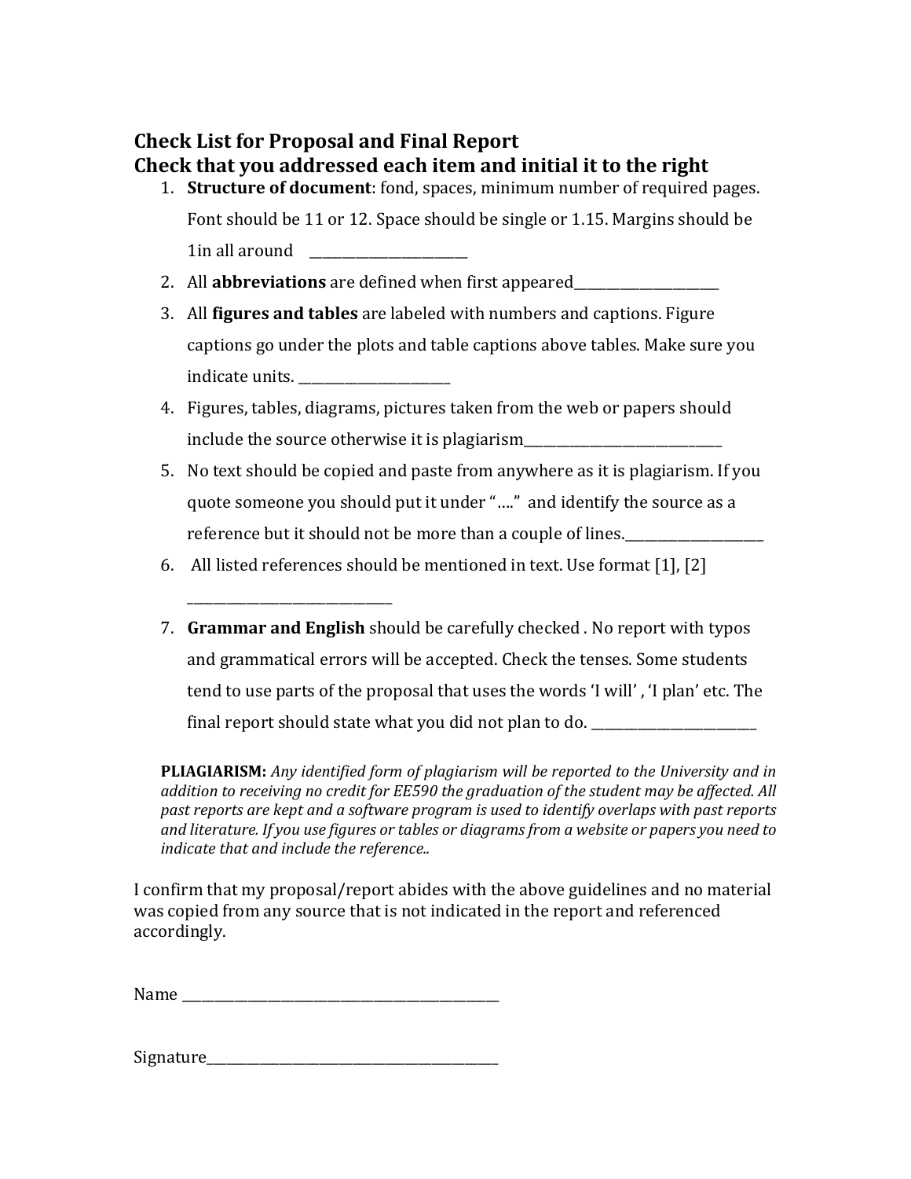## Check List for Proposal and Final Report
## Check that you addressed each item and initial it to the right

1. **Structure of document**: fond, spaces, minimum number of required pages. Font should be 11 or 12. Space should be single or 1.15. Margins should be 1in all around ________________________
2. All **abbreviations** are defined when first appeared________________________
3. All **figures and tables** are labeled with numbers and captions. Figure captions go under the plots and table captions above tables. Make sure you indicate units. ________________________
4. Figures, tables, diagrams, pictures taken from the web or papers should include the source otherwise it is plagiarism________________________________
5. No text should be copied and paste from anywhere as it is plagiarism. If you quote someone you should put it under "…." and identify the source as a reference but it should not be more than a couple of lines.______________________
6. All listed references should be mentioned in text. Use format [1], [2] ________________________________
7. **Grammar and English** should be carefully checked . No report with typos and grammatical errors will be accepted. Check the tenses. Some students tend to use parts of the proposal that uses the words 'I will' , 'I plan' etc. The final report should state what you did not plan to do. __________________________

**PLIAGIARISM:** *Any identified form of plagiarism will be reported to the University and in addition to receiving no credit for EE590 the graduation of the student may be affected. All past reports are kept and a software program is used to identify overlaps with past reports and literature. If you use figures or tables or diagrams from a website or papers you need to indicate that and include the reference..*

I confirm that my proposal/report abides with the above guidelines and no material was copied from any source that is not indicated in the report and referenced accordingly.

Name ________________________________________________

Signature_____________________________________________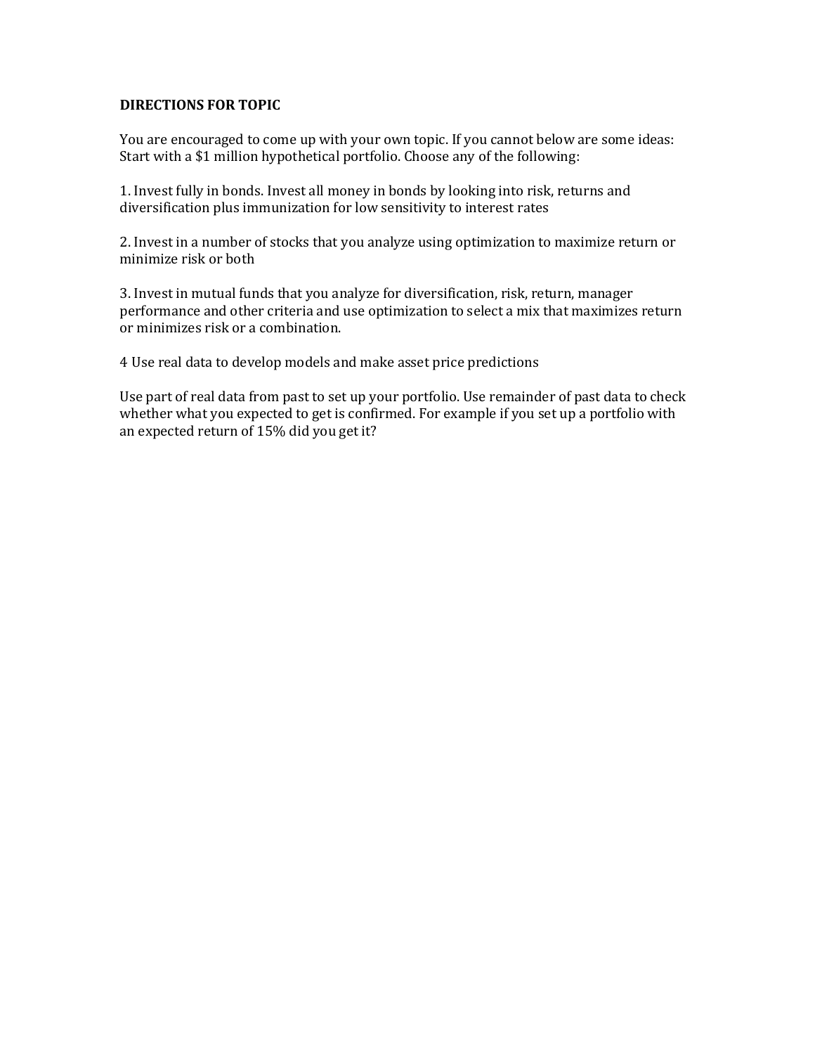**DIRECTIONS FOR TOPIC**

You are encouraged to come up with your own topic. If you cannot below are some ideas: Start with a $1 million hypothetical portfolio. Choose any of the following:

1. Invest fully in bonds. Invest all money in bonds by looking into risk, returns and diversification plus immunization for low sensitivity to interest rates

2. Invest in a number of stocks that you analyze using optimization to maximize return or minimize risk or both

3. Invest in mutual funds that you analyze for diversification, risk, return, manager performance and other criteria and use optimization to select a mix that maximizes return or minimizes risk or a combination.

4 Use real data to develop models and make asset price predictions

Use part of real data from past to set up your portfolio. Use remainder of past data to check whether what you expected to get is confirmed. For example if you set up a portfolio with an expected return of 15% did you get it?